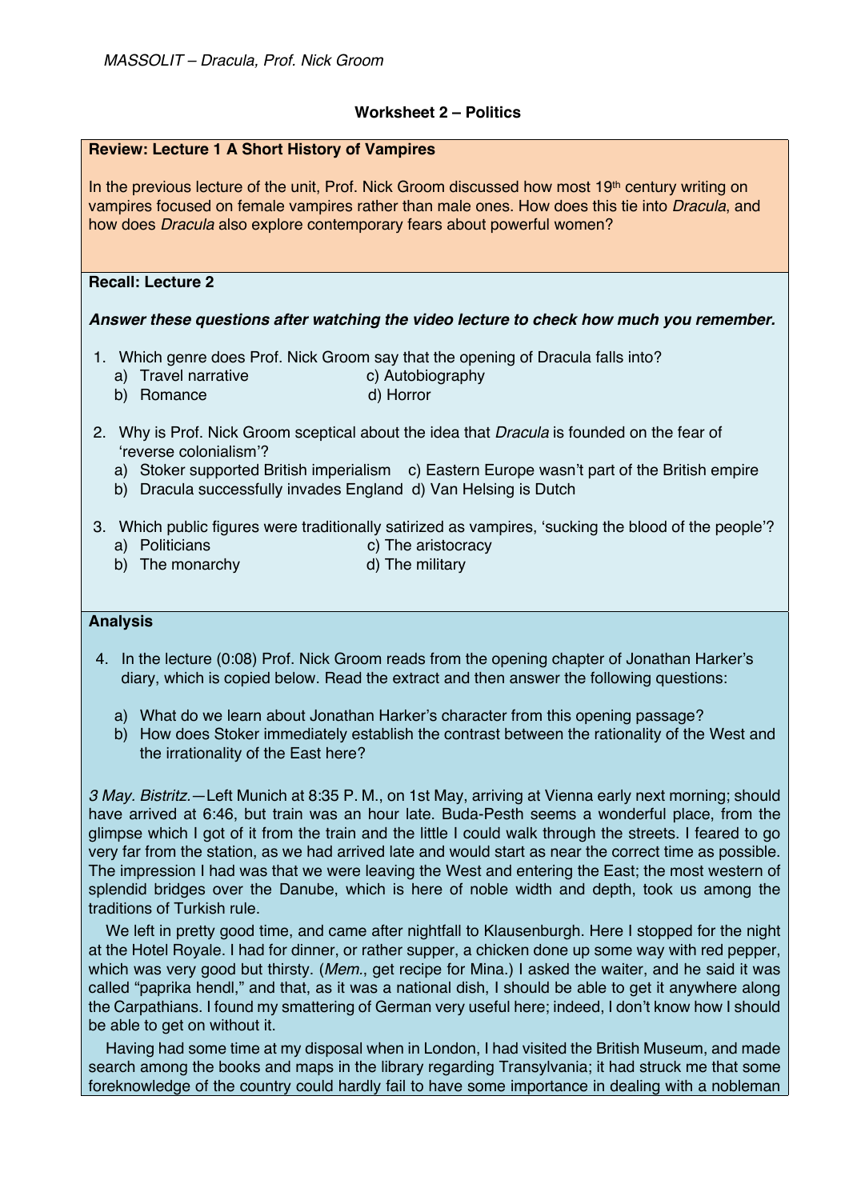*MASSOLIT – Dracula, Prof. Nick Groom*

## Worksheet 2 – Politics

### Review: Lecture 1 A Short History of Vampires

In the previous lecture of the unit, Prof. Nick Groom discussed how most 19th century writing on vampires focused on female vampires rather than male ones. How does this tie into *Dracula*, and how does *Dracula* also explore contemporary fears about powerful women?

### Recall: Lecture 2

***Answer these questions after watching the video lecture to check how much you remember.***

1. Which genre does Prof. Nick Groom say that the opening of Dracula falls into?
   a) Travel narrative
   b) Romance
   c) Autobiography
   d) Horror

2. Why is Prof. Nick Groom sceptical about the idea that *Dracula* is founded on the fear of 'reverse colonialism'?
   a) Stoker supported British imperialism
   b) Dracula successfully invades England
   c) Eastern Europe wasn't part of the British empire
   d) Van Helsing is Dutch

3. Which public figures were traditionally satirized as vampires, 'sucking the blood of the people'?
   a) Politicians
   b) The monarchy
   c) The aristocracy
   d) The military

### Analysis

4. In the lecture (0:08) Prof. Nick Groom reads from the opening chapter of Jonathan Harker's diary, which is copied below. Read the extract and then answer the following questions:

   a) What do we learn about Jonathan Harker's character from this opening passage?
   b) How does Stoker immediately establish the contrast between the rationality of the West and the irrationality of the East here?

*3 May. Bistritz.*—Left Munich at 8:35 P. M., on 1st May, arriving at Vienna early next morning; should have arrived at 6:46, but train was an hour late. Buda-Pesth seems a wonderful place, from the glimpse which I got of it from the train and the little I could walk through the streets. I feared to go very far from the station, as we had arrived late and would start as near the correct time as possible. The impression I had was that we were leaving the West and entering the East; the most western of splendid bridges over the Danube, which is here of noble width and depth, took us among the traditions of Turkish rule.

We left in pretty good time, and came after nightfall to Klausenburgh. Here I stopped for the night at the Hotel Royale. I had for dinner, or rather supper, a chicken done up some way with red pepper, which was very good but thirsty. (*Mem.*, get recipe for Mina.) I asked the waiter, and he said it was called "paprika hendl," and that, as it was a national dish, I should be able to get it anywhere along the Carpathians. I found my smattering of German very useful here; indeed, I don't know how I should be able to get on without it.

Having had some time at my disposal when in London, I had visited the British Museum, and made search among the books and maps in the library regarding Transylvania; it had struck me that some foreknowledge of the country could hardly fail to have some importance in dealing with a nobleman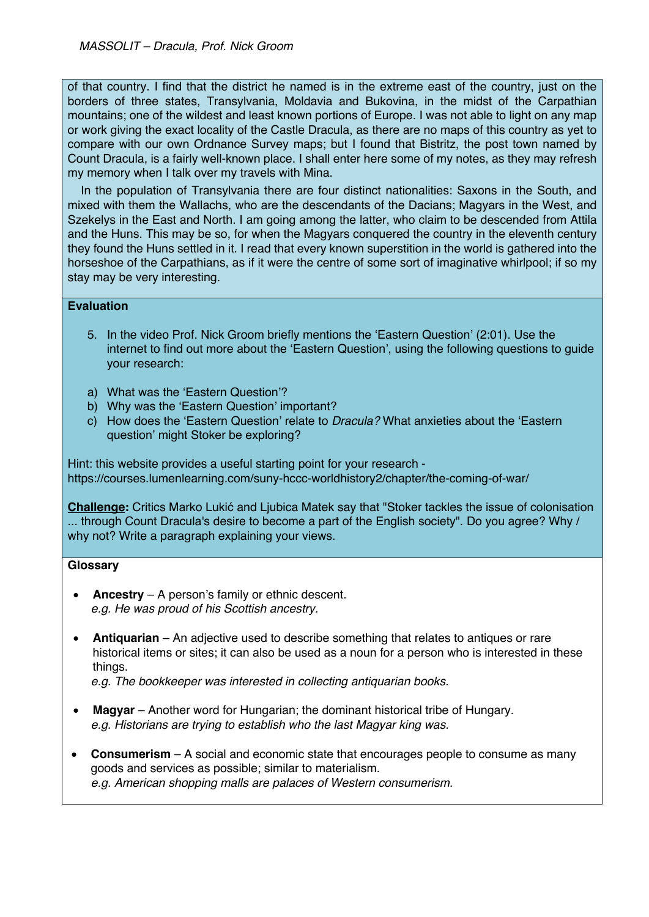of that country. I find that the district he named is in the extreme east of the country, just on the borders of three states, Transylvania, Moldavia and Bukovina, in the midst of the Carpathian mountains; one of the wildest and least known portions of Europe. I was not able to light on any map or work giving the exact locality of the Castle Dracula, as there are no maps of this country as yet to compare with our own Ordnance Survey maps; but I found that Bistritz, the post town named by Count Dracula, is a fairly well-known place. I shall enter here some of my notes, as they may refresh my memory when I talk over my travels with Mina.

In the population of Transylvania there are four distinct nationalities: Saxons in the South, and mixed with them the Wallachs, who are the descendants of the Dacians; Magyars in the West, and Szekelys in the East and North. I am going among the latter, who claim to be descended from Attila and the Huns. This may be so, for when the Magyars conquered the country in the eleventh century they found the Huns settled in it. I read that every known superstition in the world is gathered into the horseshoe of the Carpathians, as if it were the centre of some sort of imaginative whirlpool; if so my stay may be very interesting.

**Evaluation**

5. In the video Prof. Nick Groom briefly mentions the 'Eastern Question' (2:01). Use the internet to find out more about the 'Eastern Question', using the following questions to guide your research:

a) What was the 'Eastern Question'?
b) Why was the 'Eastern Question' important?
c) How does the 'Eastern Question' relate to *Dracula?* What anxieties about the 'Eastern question' might Stoker be exploring?

Hint: this website provides a useful starting point for your research - https://courses.lumenlearning.com/suny-hccc-worldhistory2/chapter/the-coming-of-war/

**Challenge:** Critics Marko Lukić and Ljubica Matek say that "Stoker tackles the issue of colonisation ... through Count Dracula's desire to become a part of the English society". Do you agree? Why / why not? Write a paragraph explaining your views.

**Glossary**

- **Ancestry** – A person's family or ethnic descent.
  *e.g. He was proud of his Scottish ancestry.*

- **Antiquarian** – An adjective used to describe something that relates to antiques or rare historical items or sites; it can also be used as a noun for a person who is interested in these things.
  *e.g. The bookkeeper was interested in collecting antiquarian books.*

- **Magyar** – Another word for Hungarian; the dominant historical tribe of Hungary.
  *e.g. Historians are trying to establish who the last Magyar king was.*

- **Consumerism** – A social and economic state that encourages people to consume as many goods and services as possible; similar to materialism.
  *e.g. American shopping malls are palaces of Western consumerism.*